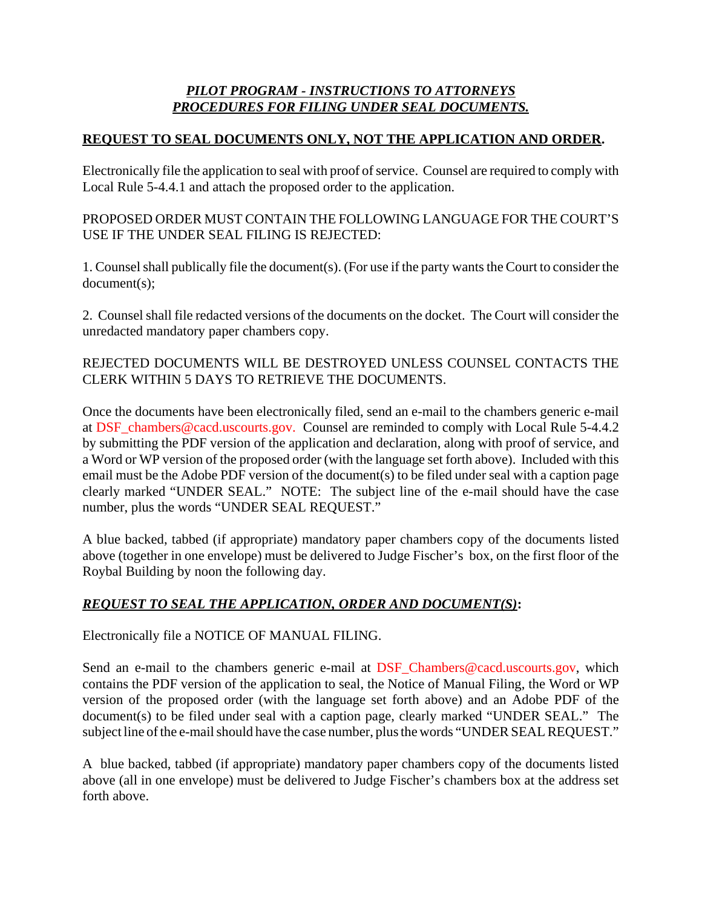***PILOT PROGRAM - INSTRUCTIONS TO ATTORNEYS***
***PROCEDURES FOR FILING UNDER SEAL DOCUMENTS.***

**REQUEST TO SEAL DOCUMENTS ONLY, NOT THE APPLICATION AND ORDER.**

Electronically file the application to seal with proof of service. Counsel are required to comply with Local Rule 5-4.4.1 and attach the proposed order to the application.

PROPOSED ORDER MUST CONTAIN THE FOLLOWING LANGUAGE FOR THE COURT'S USE IF THE UNDER SEAL FILING IS REJECTED:

1. Counsel shall publically file the document(s). (For use if the party wants the Court to consider the document(s);

2. Counsel shall file redacted versions of the documents on the docket. The Court will consider the unredacted mandatory paper chambers copy.

REJECTED DOCUMENTS WILL BE DESTROYED UNLESS COUNSEL CONTACTS THE CLERK WITHIN 5 DAYS TO RETRIEVE THE DOCUMENTS.

Once the documents have been electronically filed, send an e-mail to the chambers generic e-mail at DSF_chambers@cacd.uscourts.gov. Counsel are reminded to comply with Local Rule 5-4.4.2 by submitting the PDF version of the application and declaration, along with proof of service, and a Word or WP version of the proposed order (with the language set forth above). Included with this email must be the Adobe PDF version of the document(s) to be filed under seal with a caption page clearly marked "UNDER SEAL." NOTE: The subject line of the e-mail should have the case number, plus the words "UNDER SEAL REQUEST."

A blue backed, tabbed (if appropriate) mandatory paper chambers copy of the documents listed above (together in one envelope) must be delivered to Judge Fischer's box, on the first floor of the Roybal Building by noon the following day.

***REQUEST TO SEAL THE APPLICATION, ORDER AND DOCUMENT(S)*:**

Electronically file a NOTICE OF MANUAL FILING.

Send an e-mail to the chambers generic e-mail at DSF_Chambers@cacd.uscourts.gov, which contains the PDF version of the application to seal, the Notice of Manual Filing, the Word or WP version of the proposed order (with the language set forth above) and an Adobe PDF of the document(s) to be filed under seal with a caption page, clearly marked "UNDER SEAL." The subject line of the e-mail should have the case number, plus the words "UNDER SEAL REQUEST."

A blue backed, tabbed (if appropriate) mandatory paper chambers copy of the documents listed above (all in one envelope) must be delivered to Judge Fischer's chambers box at the address set forth above.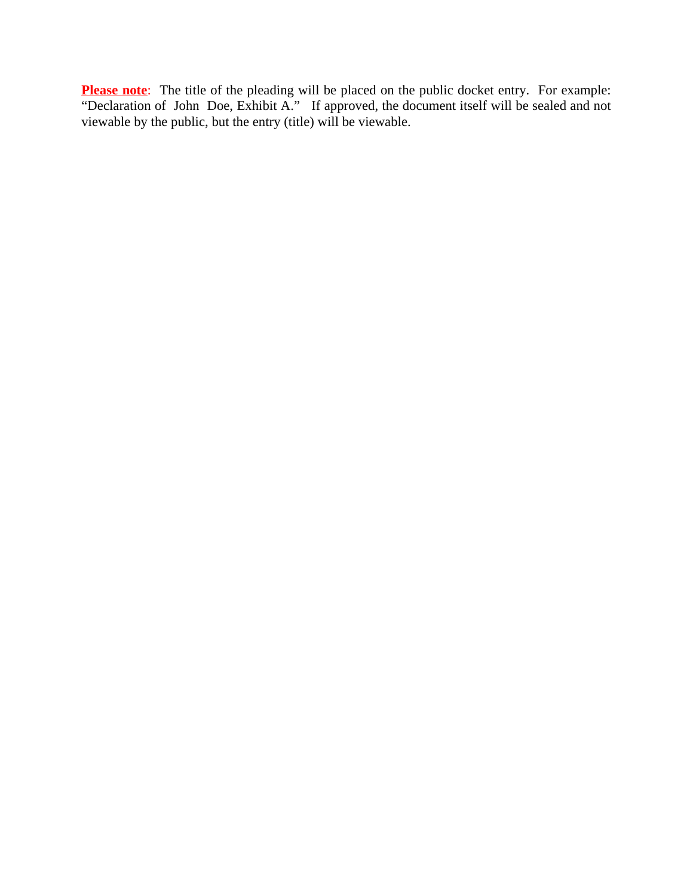**Please note**: The title of the pleading will be placed on the public docket entry. For example: "Declaration of John Doe, Exhibit A." If approved, the document itself will be sealed and not viewable by the public, but the entry (title) will be viewable.